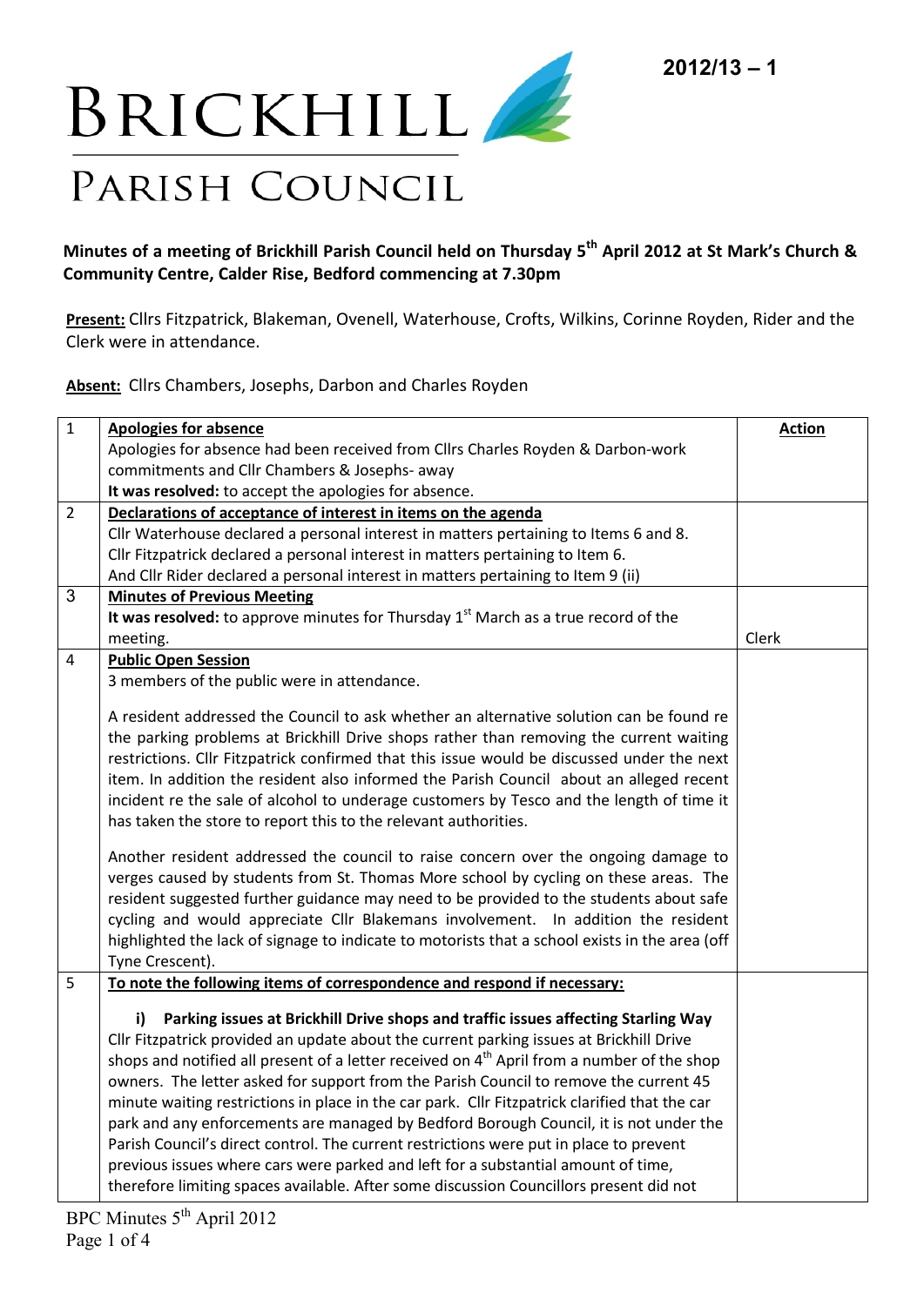2012/13 – 1

# BRICKHILL PARISH COUNCIL

**Minutes of a meeting of Brickhill Parish Council held on Thursday 5th April 2012 at St Mark's Church & Community Centre, Calder Rise, Bedford commencing at 7.30pm**

**Present:** Cllrs Fitzpatrick, Blakeman, Ovenell, Waterhouse, Crofts, Wilkins, Corinne Royden, Rider and the Clerk were in attendance.

**Absent:** Cllrs Chambers, Josephs, Darbon and Charles Royden

| | | **Action** |
|---|---|---|
| 1 | **Apologies for absence**<br>Apologies for absence had been received from Cllrs Charles Royden & Darbon-work commitments and Cllr Chambers & Josephs- away<br>**It was resolved:** to accept the apologies for absence. | |
| 2 | **Declarations of acceptance of interest in items on the agenda**<br>Cllr Waterhouse declared a personal interest in matters pertaining to Items 6 and 8.<br>Cllr Fitzpatrick declared a personal interest in matters pertaining to Item 6.<br>And Cllr Rider declared a personal interest in matters pertaining to Item 9 (ii) | |
| 3 | **Minutes of Previous Meeting**<br>**It was resolved:** to approve minutes for Thursday 1st March as a true record of the meeting. | Clerk |
| 4 | **Public Open Session**<br>3 members of the public were in attendance.<br><br>A resident addressed the Council to ask whether an alternative solution can be found re the parking problems at Brickhill Drive shops rather than removing the current waiting restrictions. Cllr Fitzpatrick confirmed that this issue would be discussed under the next item. In addition the resident also informed the Parish Council about an alleged recent incident re the sale of alcohol to underage customers by Tesco and the length of time it has taken the store to report this to the relevant authorities.<br><br>Another resident addressed the council to raise concern over the ongoing damage to verges caused by students from St. Thomas More school by cycling on these areas. The resident suggested further guidance may need to be provided to the students about safe cycling and would appreciate Cllr Blakemans involvement. In addition the resident highlighted the lack of signage to indicate to motorists that a school exists in the area (off Tyne Crescent). | |
| 5 | **To note the following items of correspondence and respond if necessary:**<br><br>**i) Parking issues at Brickhill Drive shops and traffic issues affecting Starling Way**<br>Cllr Fitzpatrick provided an update about the current parking issues at Brickhill Drive shops and notified all present of a letter received on 4th April from a number of the shop owners. The letter asked for support from the Parish Council to remove the current 45 minute waiting restrictions in place in the car park. Cllr Fitzpatrick clarified that the car park and any enforcements are managed by Bedford Borough Council, it is not under the Parish Council's direct control. The current restrictions were put in place to prevent previous issues where cars were parked and left for a substantial amount of time, therefore limiting spaces available. After some discussion Councillors present did not | |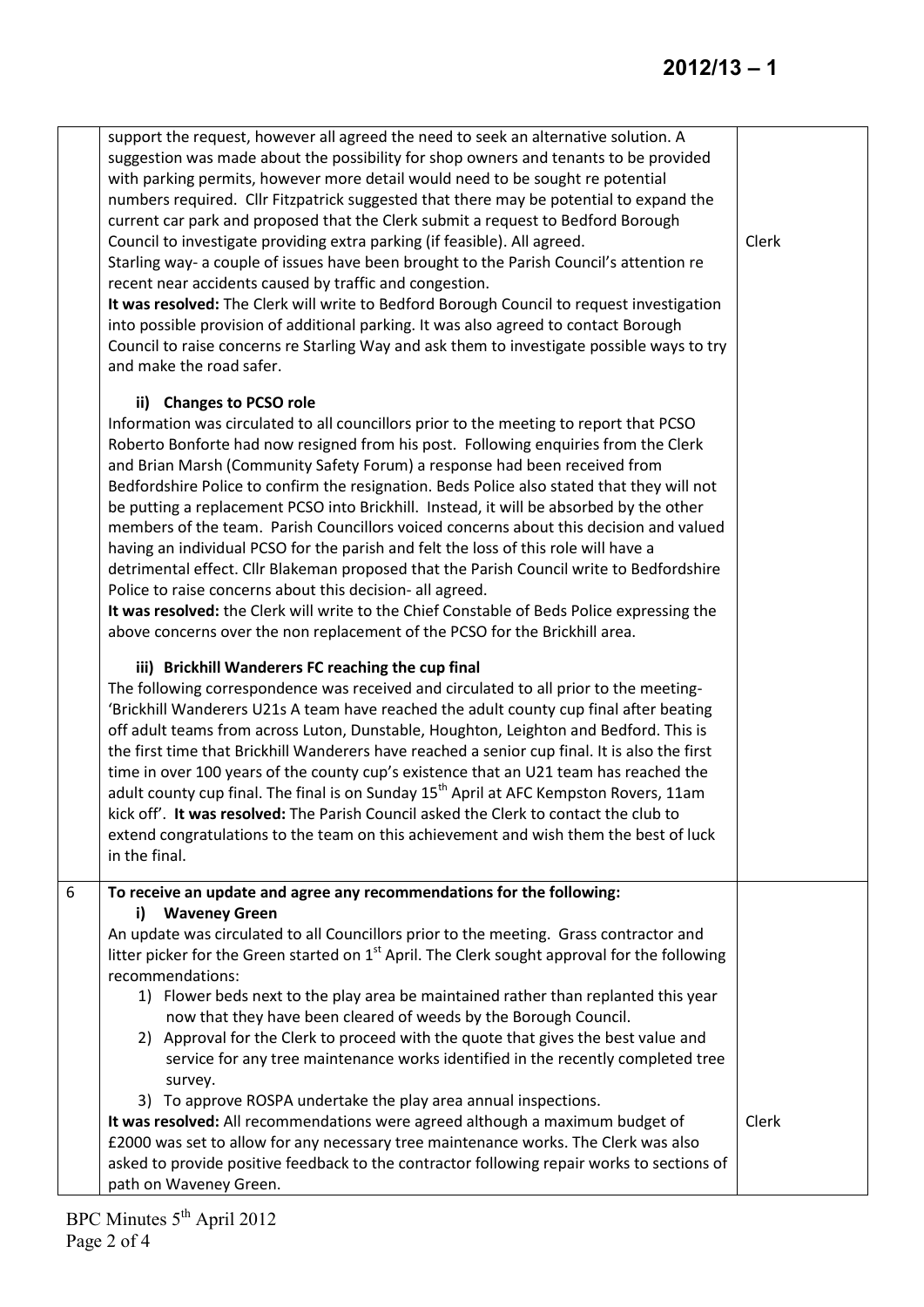| | | |
|---|---|---|
| | support the request, however all agreed the need to seek an alternative solution. A suggestion was made about the possibility for shop owners and tenants to be provided with parking permits, however more detail would need to be sought re potential numbers required. Cllr Fitzpatrick suggested that there may be potential to expand the current car park and proposed that the Clerk submit a request to Bedford Borough Council to investigate providing extra parking (if feasible). All agreed.<br>Starling way- a couple of issues have been brought to the Parish Council's attention re recent near accidents caused by traffic and congestion.<br>**It was resolved:** The Clerk will write to Bedford Borough Council to request investigation into possible provision of additional parking. It was also agreed to contact Borough Council to raise concerns re Starling Way and ask them to investigate possible ways to try and make the road safer.<br><br>**ii) Changes to PCSO role**<br>Information was circulated to all councillors prior to the meeting to report that PCSO Roberto Bonforte had now resigned from his post. Following enquiries from the Clerk and Brian Marsh (Community Safety Forum) a response had been received from Bedfordshire Police to confirm the resignation. Beds Police also stated that they will not be putting a replacement PCSO into Brickhill. Instead, it will be absorbed by the other members of the team. Parish Councillors voiced concerns about this decision and valued having an individual PCSO for the parish and felt the loss of this role will have a detrimental effect. Cllr Blakeman proposed that the Parish Council write to Bedfordshire Police to raise concerns about this decision- all agreed.<br>**It was resolved:** the Clerk will write to the Chief Constable of Beds Police expressing the above concerns over the non replacement of the PCSO for the Brickhill area.<br><br>**iii) Brickhill Wanderers FC reaching the cup final**<br>The following correspondence was received and circulated to all prior to the meeting- 'Brickhill Wanderers U21s A team have reached the adult county cup final after beating off adult teams from across Luton, Dunstable, Houghton, Leighton and Bedford. This is the first time that Brickhill Wanderers have reached a senior cup final. It is also the first time in over 100 years of the county cup's existence that an U21 team has reached the adult county cup final. The final is on Sunday 15th April at AFC Kempston Rovers, 11am kick off'. **It was resolved:** The Parish Council asked the Clerk to contact the club to extend congratulations to the team on this achievement and wish them the best of luck in the final. | Clerk |
| 6 | **To receive an update and agree any recommendations for the following:**<br>**i) Waveney Green**<br>An update was circulated to all Councillors prior to the meeting. Grass contractor and litter picker for the Green started on 1st April. The Clerk sought approval for the following recommendations:<br>1) Flower beds next to the play area be maintained rather than replanted this year now that they have been cleared of weeds by the Borough Council.<br>2) Approval for the Clerk to proceed with the quote that gives the best value and service for any tree maintenance works identified in the recently completed tree survey.<br>3) To approve ROSPA undertake the play area annual inspections.<br>**It was resolved:** All recommendations were agreed although a maximum budget of £2000 was set to allow for any necessary tree maintenance works. The Clerk was also asked to provide positive feedback to the contractor following repair works to sections of path on Waveney Green. | Clerk |

BPC Minutes 5th April 2012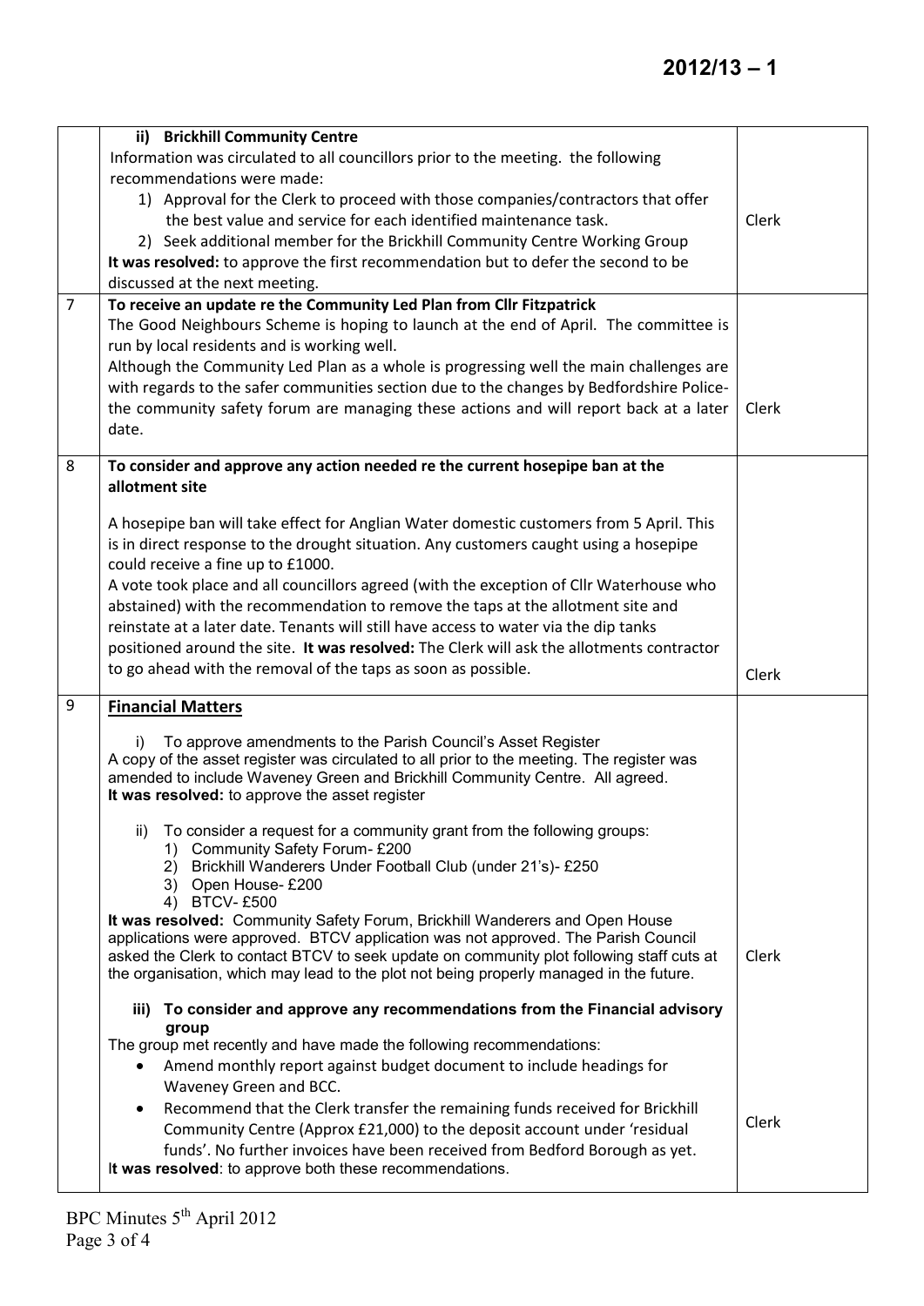| | | |
|---|---|---|
| | **ii) Brickhill Community Centre**<br>Information was circulated to all councillors prior to the meeting. the following recommendations were made:<br>1) Approval for the Clerk to proceed with those companies/contractors that offer the best value and service for each identified maintenance task.<br>2) Seek additional member for the Brickhill Community Centre Working Group<br>**It was resolved:** to approve the first recommendation but to defer the second to be discussed at the next meeting. | Clerk |
| 7 | **To receive an update re the Community Led Plan from Cllr Fitzpatrick**<br>The Good Neighbours Scheme is hoping to launch at the end of April. The committee is run by local residents and is working well.<br>Although the Community Led Plan as a whole is progressing well the main challenges are with regards to the safer communities section due to the changes by Bedfordshire Police- the community safety forum are managing these actions and will report back at a later date. | Clerk |
| 8 | **To consider and approve any action needed re the current hosepipe ban at the allotment site**<br><br>A hosepipe ban will take effect for Anglian Water domestic customers from 5 April. This is in direct response to the drought situation. Any customers caught using a hosepipe could receive a fine up to £1000.<br>A vote took place and all councillors agreed (with the exception of Cllr Waterhouse who abstained) with the recommendation to remove the taps at the allotment site and reinstate at a later date. Tenants will still have access to water via the dip tanks positioned around the site. **It was resolved:** The Clerk will ask the allotments contractor to go ahead with the removal of the taps as soon as possible. | Clerk |
| 9 | **Financial Matters**<br><br>i) To approve amendments to the Parish Council's Asset Register<br>A copy of the asset register was circulated to all prior to the meeting. The register was amended to include Waveney Green and Brickhill Community Centre. All agreed.<br>**It was resolved:** to approve the asset register<br><br>ii) To consider a request for a community grant from the following groups:<br>1) Community Safety Forum- £200<br>2) Brickhill Wanderers Under Football Club (under 21's)- £250<br>3) Open House- £200<br>4) BTCV- £500<br>**It was resolved:** Community Safety Forum, Brickhill Wanderers and Open House applications were approved. BTCV application was not approved. The Parish Council asked the Clerk to contact BTCV to seek update on community plot following staff cuts at the organisation, which may lead to the plot not being properly managed in the future. | Clerk |
| | **iii) To consider and approve any recommendations from the Financial advisory group**<br>The group met recently and have made the following recommendations:<br>• Amend monthly report against budget document to include headings for Waveney Green and BCC.<br>• Recommend that the Clerk transfer the remaining funds received for Brickhill Community Centre (Approx £21,000) to the deposit account under 'residual funds'. No further invoices have been received from Bedford Borough as yet.<br>I**t was resolved**: to approve both these recommendations. | Clerk |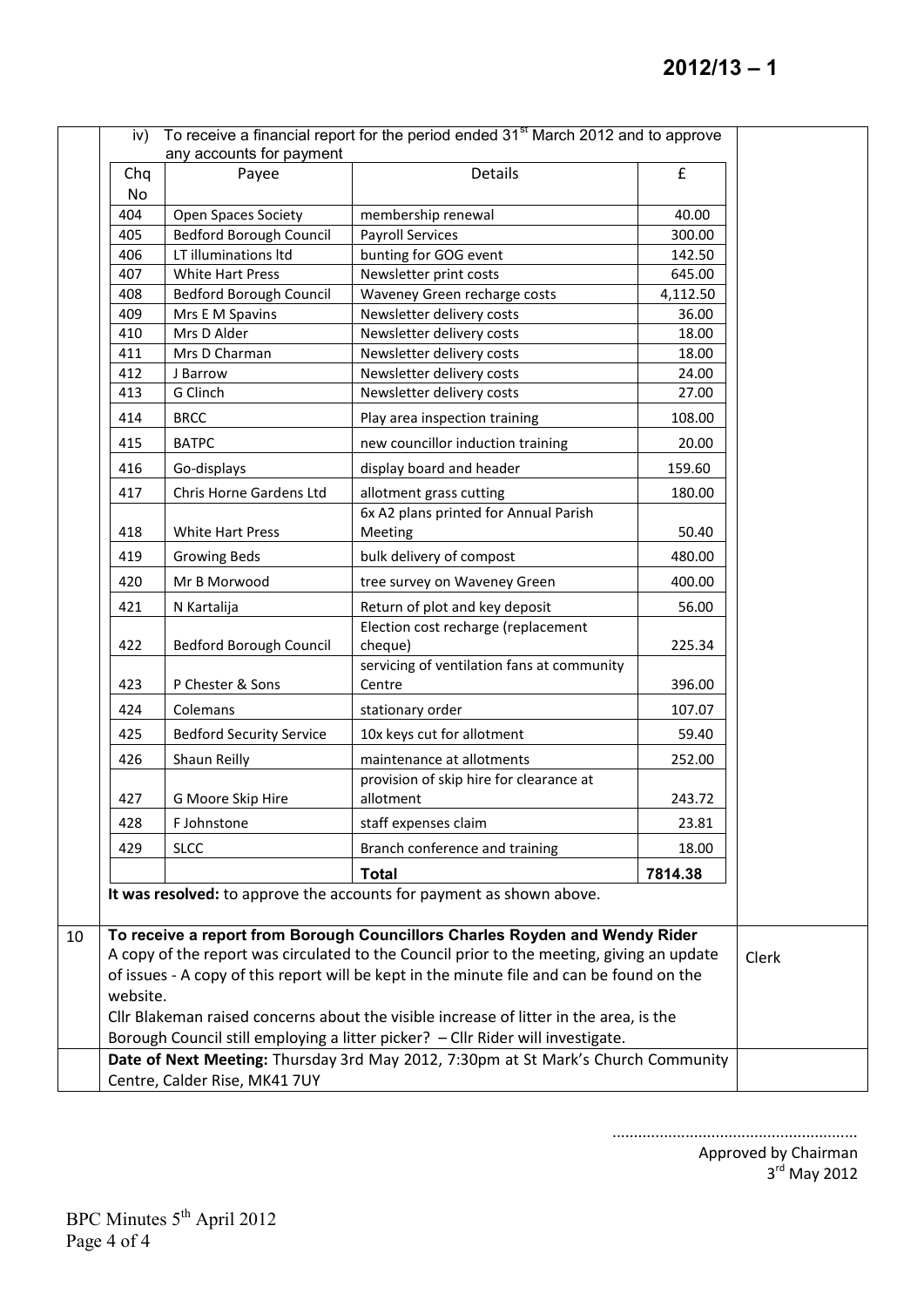# 2012/13 – 1

iv) To receive a financial report for the period ended 31st March 2012 and to approve any accounts for payment

| Chq No | Payee | Details | £ |
|---|---|---|---|
| 404 | Open Spaces Society | membership renewal | 40.00 |
| 405 | Bedford Borough Council | Payroll Services | 300.00 |
| 406 | LT illuminations ltd | bunting for GOG event | 142.50 |
| 407 | White Hart Press | Newsletter print costs | 645.00 |
| 408 | Bedford Borough Council | Waveney Green recharge costs | 4,112.50 |
| 409 | Mrs E M Spavins | Newsletter delivery costs | 36.00 |
| 410 | Mrs D Alder | Newsletter delivery costs | 18.00 |
| 411 | Mrs D Charman | Newsletter delivery costs | 18.00 |
| 412 | J Barrow | Newsletter delivery costs | 24.00 |
| 413 | G Clinch | Newsletter delivery costs | 27.00 |
| 414 | BRCC | Play area inspection training | 108.00 |
| 415 | BATPC | new councillor induction training | 20.00 |
| 416 | Go-displays | display board and header | 159.60 |
| 417 | Chris Horne Gardens Ltd | allotment grass cutting | 180.00 |
| 418 | White Hart Press | 6x A2 plans printed for Annual Parish Meeting | 50.40 |
| 419 | Growing Beds | bulk delivery of compost | 480.00 |
| 420 | Mr B Morwood | tree survey on Waveney Green | 400.00 |
| 421 | N Kartalija | Return of plot and key deposit | 56.00 |
| 422 | Bedford Borough Council | Election cost recharge (replacement cheque) | 225.34 |
| 423 | P Chester & Sons | servicing of ventilation fans at community Centre | 396.00 |
| 424 | Colemans | stationary order | 107.07 |
| 425 | Bedford Security Service | 10x keys cut for allotment | 59.40 |
| 426 | Shaun Reilly | maintenance at allotments | 252.00 |
| 427 | G Moore Skip Hire | provision of skip hire for clearance at allotment | 243.72 |
| 428 | F Johnstone | staff expenses claim | 23.81 |
| 429 | SLCC | Branch conference and training | 18.00 |
| | | **Total** | **7814.38** |

**It was resolved:** to approve the accounts for payment as shown above.

**10 To receive a report from Borough Councillors Charles Royden and Wendy Rider**

A copy of the report was circulated to the Council prior to the meeting, giving an update of issues - A copy of this report will be kept in the minute file and can be found on the website. — Clerk

Cllr Blakeman raised concerns about the visible increase of litter in the area, is the Borough Council still employing a litter picker? – Cllr Rider will investigate.

**Date of Next Meeting:** Thursday 3rd May 2012, 7:30pm at St Mark's Church Community Centre, Calder Rise, MK41 7UY

........................................................

Approved by Chairman
3rd May 2012

BPC Minutes 5th April 2012